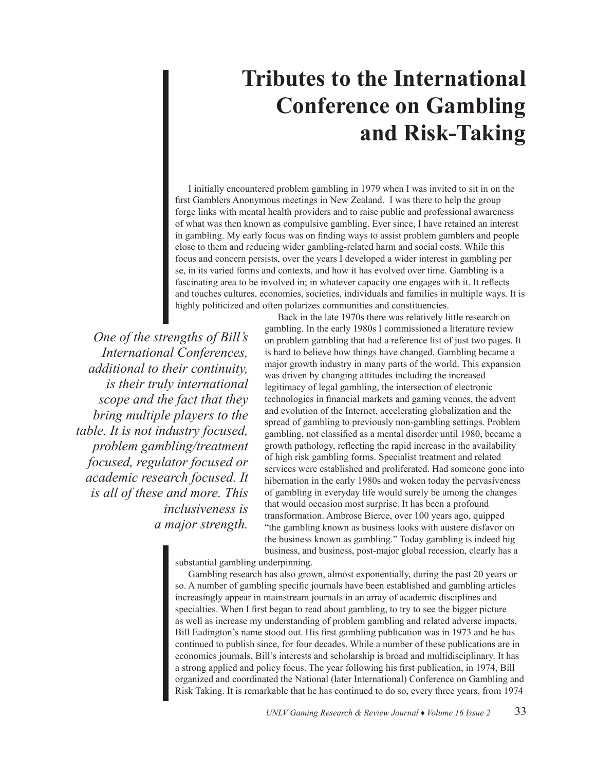# Tributes to the International Conference on Gambling and Risk-Taking

I initially encountered problem gambling in 1979 when I was invited to sit in on the first Gamblers Anonymous meetings in New Zealand. I was there to help the group forge links with mental health providers and to raise public and professional awareness of what was then known as compulsive gambling. Ever since, I have retained an interest in gambling. My early focus was on finding ways to assist problem gamblers and people close to them and reducing wider gambling-related harm and social costs. While this focus and concern persists, over the years I developed a wider interest in gambling per se, in its varied forms and contexts, and how it has evolved over time. Gambling is a fascinating area to be involved in; in whatever capacity one engages with it. It reflects and touches cultures, economies, societies, individuals and families in multiple ways. It is highly politicized and often polarizes communities and constituencies.

*One of the strengths of Bill's International Conferences, additional to their continuity, is their truly international scope and the fact that they bring multiple players to the table. It is not industry focused, problem gambling/treatment focused, regulator focused or academic research focused. It is all of these and more. This inclusiveness is a major strength.*

Back in the late 1970s there was relatively little research on gambling. In the early 1980s I commissioned a literature review on problem gambling that had a reference list of just two pages. It is hard to believe how things have changed. Gambling became a major growth industry in many parts of the world. This expansion was driven by changing attitudes including the increased legitimacy of legal gambling, the intersection of electronic technologies in financial markets and gaming venues, the advent and evolution of the Internet, accelerating globalization and the spread of gambling to previously non-gambling settings. Problem gambling, not classified as a mental disorder until 1980, became a growth pathology, reflecting the rapid increase in the availability of high risk gambling forms. Specialist treatment and related services were established and proliferated. Had someone gone into hibernation in the early 1980s and woken today the pervasiveness of gambling in everyday life would surely be among the changes that would occasion most surprise. It has been a profound transformation. Ambrose Bierce, over 100 years ago, quipped "the gambling known as business looks with austere disfavor on the business known as gambling." Today gambling is indeed big business, and business, post-major global recession, clearly has a substantial gambling underpinning.

Gambling research has also grown, almost exponentially, during the past 20 years or so. A number of gambling specific journals have been established and gambling articles increasingly appear in mainstream journals in an array of academic disciplines and specialties. When I first began to read about gambling, to try to see the bigger picture as well as increase my understanding of problem gambling and related adverse impacts, Bill Eadington's name stood out. His first gambling publication was in 1973 and he has continued to publish since, for four decades. While a number of these publications are in economics journals, Bill's interests and scholarship is broad and multidisciplinary. It has a strong applied and policy focus. The year following his first publication, in 1974, Bill organized and coordinated the National (later International) Conference on Gambling and Risk Taking. It is remarkable that he has continued to do so, every three years, from 1974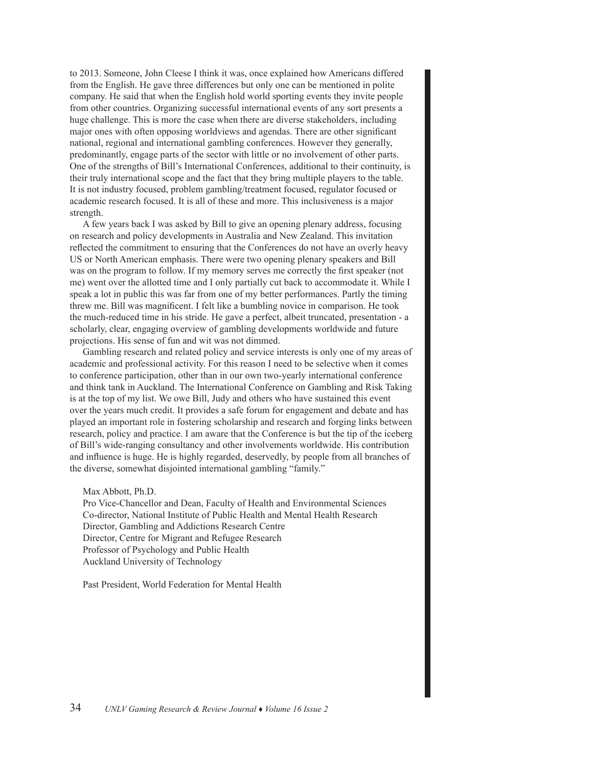to 2013. Someone, John Cleese I think it was, once explained how Americans differed from the English. He gave three differences but only one can be mentioned in polite company. He said that when the English hold world sporting events they invite people from other countries. Organizing successful international events of any sort presents a huge challenge. This is more the case when there are diverse stakeholders, including major ones with often opposing worldviews and agendas. There are other significant national, regional and international gambling conferences. However they generally, predominantly, engage parts of the sector with little or no involvement of other parts. One of the strengths of Bill's International Conferences, additional to their continuity, is their truly international scope and the fact that they bring multiple players to the table. It is not industry focused, problem gambling/treatment focused, regulator focused or academic research focused. It is all of these and more. This inclusiveness is a major strength.

A few years back I was asked by Bill to give an opening plenary address, focusing on research and policy developments in Australia and New Zealand. This invitation reflected the commitment to ensuring that the Conferences do not have an overly heavy US or North American emphasis. There were two opening plenary speakers and Bill was on the program to follow. If my memory serves me correctly the first speaker (not me) went over the allotted time and I only partially cut back to accommodate it. While I speak a lot in public this was far from one of my better performances. Partly the timing threw me. Bill was magnificent. I felt like a bumbling novice in comparison. He took the much-reduced time in his stride. He gave a perfect, albeit truncated, presentation - a scholarly, clear, engaging overview of gambling developments worldwide and future projections. His sense of fun and wit was not dimmed.

Gambling research and related policy and service interests is only one of my areas of academic and professional activity. For this reason I need to be selective when it comes to conference participation, other than in our own two-yearly international conference and think tank in Auckland. The International Conference on Gambling and Risk Taking is at the top of my list. We owe Bill, Judy and others who have sustained this event over the years much credit. It provides a safe forum for engagement and debate and has played an important role in fostering scholarship and research and forging links between research, policy and practice. I am aware that the Conference is but the tip of the iceberg of Bill's wide-ranging consultancy and other involvements worldwide. His contribution and influence is huge. He is highly regarded, deservedly, by people from all branches of the diverse, somewhat disjointed international gambling "family."

Max Abbott, Ph.D.
Pro Vice-Chancellor and Dean, Faculty of Health and Environmental Sciences
Co-director, National Institute of Public Health and Mental Health Research
Director, Gambling and Addictions Research Centre
Director, Centre for Migrant and Refugee Research
Professor of Psychology and Public Health
Auckland University of Technology

Past President, World Federation for Mental Health